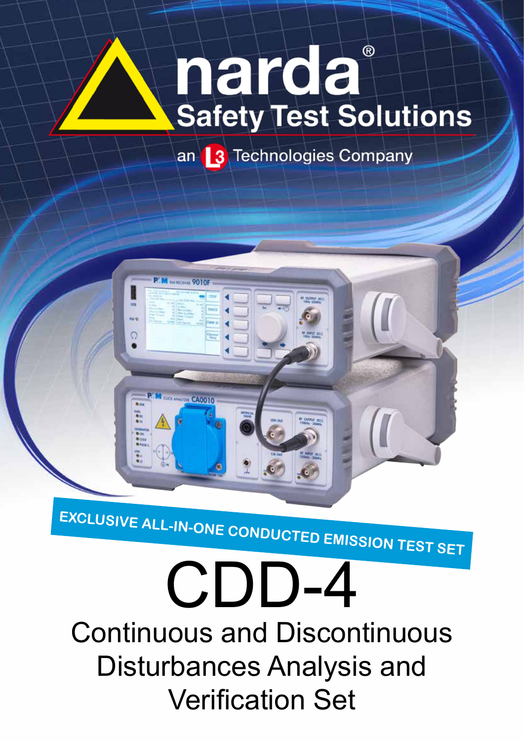narda®

Safety Test Solutions

an L3 Technologies Company

EXCLUSIVE ALL-IN-ONE CONDUCTED EMISSION TEST SET

# CDD-4

## Continuous and Discontinuous Disturbances Analysis and Verification Set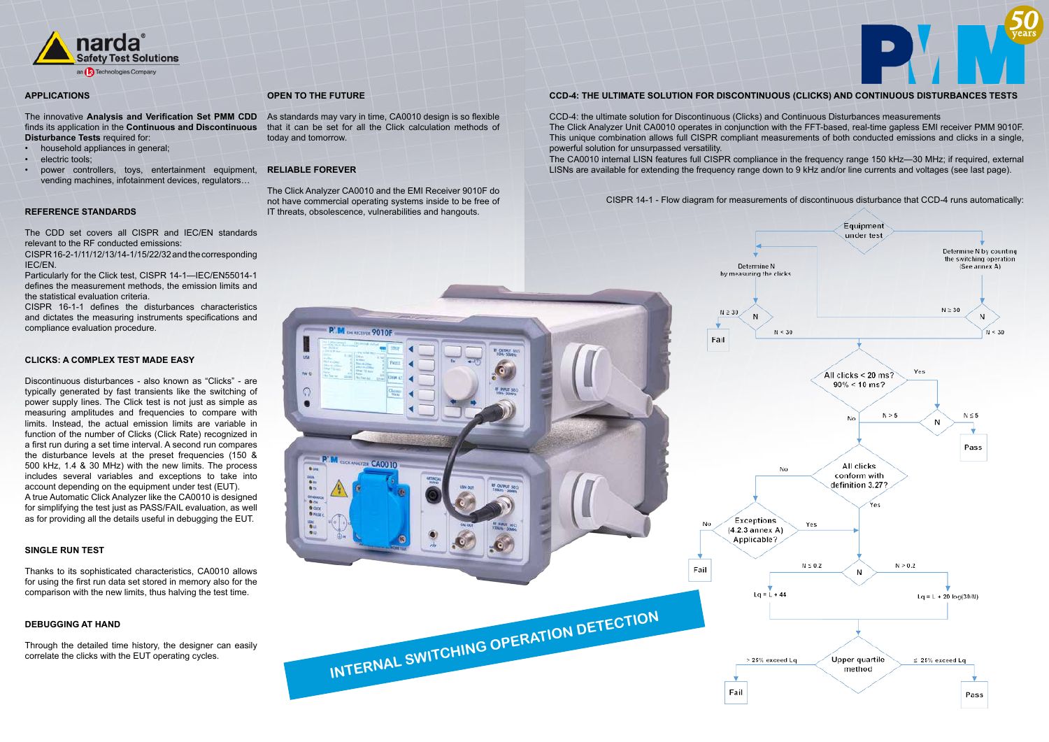## APPLICATIONS

The innovative **Analysis and Verification Set PMM CDD** finds its application in the **Continuous and Discontinuous Disturbance Tests** required for:

- household appliances in general;
- electric tools;
- power controllers, toys, entertainment equipment, vending machines, infotainment devices, regulators…

## REFERENCE STANDARDS

The CDD set covers all CISPR and IEC/EN standards relevant to the RF conducted emissions:
CISPR 16-2-1/11/12/13/14-1/15/22/32 and the corresponding IEC/EN.
Particularly for the Click test, CISPR 14-1—IEC/EN55014-1 defines the measurement methods, the emission limits and the statistical evaluation criteria.
CISPR 16-1-1 defines the disturbances characteristics and dictates the measuring instruments specifications and compliance evaluation procedure.

## CLICKS: A COMPLEX TEST MADE EASY

Discontinuous disturbances - also known as "Clicks" - are typically generated by fast transients like the switching of power supply lines. The Click test is not just as simple as measuring amplitudes and frequencies to compare with limits. Instead, the actual emission limits are variable in function of the number of Clicks (Click Rate) recognized in a first run during a set time interval. A second run compares the disturbance levels at the preset frequencies (150 & 500 kHz, 1.4 & 30 MHz) with the new limits. The process includes several variables and exceptions to take into account depending on the equipment under test (EUT).
A true Automatic Click Analyzer like the CA0010 is designed for simplifying the test just as PASS/FAIL evaluation, as well as for providing all the details useful in debugging the EUT.

## SINGLE RUN TEST

Thanks to its sophisticated characteristics, CA0010 allows for using the first run data set stored in memory also for the comparison with the new limits, thus halving the test time.

## DEBUGGING AT HAND

Through the detailed time history, the designer can easily correlate the clicks with the EUT operating cycles.

## OPEN TO THE FUTURE

As standards may vary in time, CA0010 design is so flexible that it can be set for all the Click calculation methods of today and tomorrow.

## RELIABLE FOREVER

The Click Analyzer CA0010 and the EMI Receiver 9010F do not have commercial operating systems inside to be free of IT threats, obsolescence, vulnerabilities and hangouts.

INTERNAL SWITCHING OPERATION DETECTION

## CCD-4: THE ULTIMATE SOLUTION FOR DISCONTINUOUS (CLICKS) AND CONTINUOUS DISTURBANCES TESTS

CCD-4: the ultimate solution for Discontinuous (Clicks) and Continuous Disturbances measurements
The Click Analyzer Unit CA0010 operates in conjunction with the FFT-based, real-time gapless EMI receiver PMM 9010F. This unique combination allows full CISPR compliant measurements of both conducted emissions and clicks in a single, powerful solution for unsurpassed versatility.
The CA0010 internal LISN features full CISPR compliance in the frequency range 150 kHz—30 MHz; if required, external LISNs are available for extending the frequency range down to 9 kHz and/or line currents and voltages (see last page).

CISPR 14-1 - Flow diagram for measurements of discontinuous disturbance that CCD-4 runs automatically:

Equipment under test
Determine N by measuring the clicks
Determine N by counting the switching operation (See annex A)
N ≥ 30
N
Fail
N < 30
N ≥ 30
N
N < 30
All clicks < 20 ms? 90% < 10 ms?
Yes
No
N > 5
N
N ≤ 5
Pass
No
All clicks conform with definition 3.27?
Yes
No
Exceptions (4.2.3 annex A) Applicable?
Yes
Fail
N ≤ 0.2
N
N > 0.2
Lq = L + 44
Lq = L + 20 log(30/N)
> 25% exceed Lq
Upper quartile method
≤ 25% exceed Lq
Fail
Pass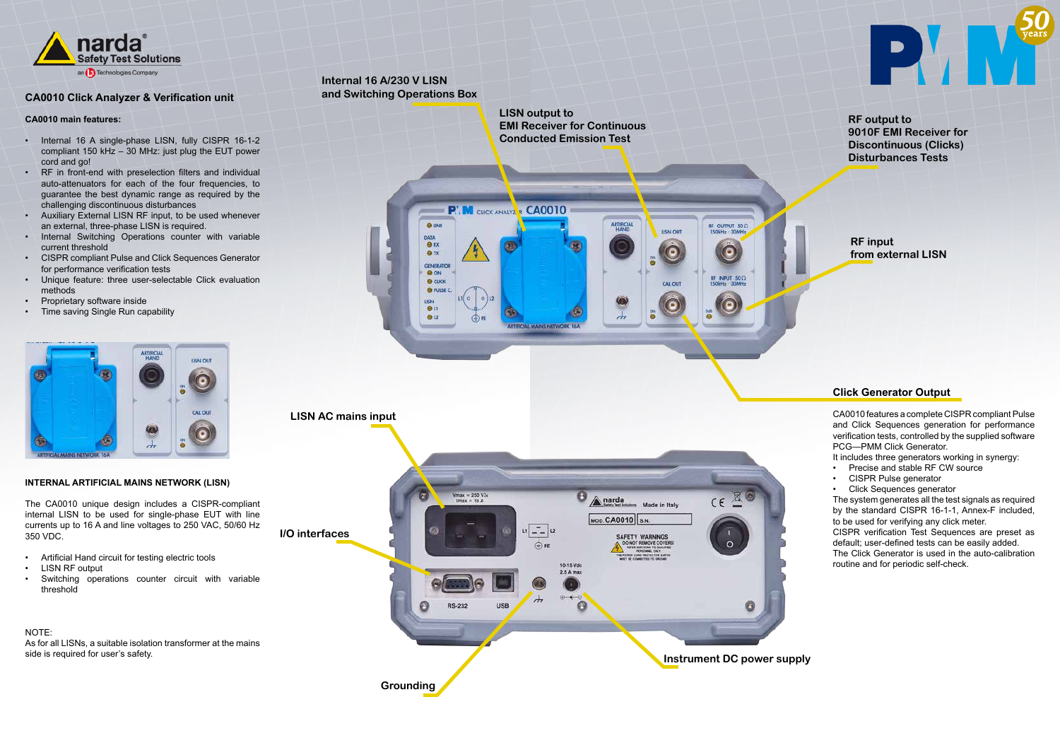## CA0010 Click Analyzer & Verification unit

### CA0010 main features:

- Internal 16 A single-phase LISN, fully CISPR 16-1-2 compliant 150 kHz – 30 MHz: just plug the EUT power cord and go!
- RF in front-end with preselection filters and individual auto-attenuators for each of the four frequencies, to guarantee the best dynamic range as required by the challenging discontinuous disturbances
- Auxiliary External LISN RF input, to be used whenever an external, three-phase LISN is required.
- Internal Switching Operations counter with variable current threshold
- CISPR compliant Pulse and Click Sequences Generator for performance verification tests
- Unique feature: three user-selectable Click evaluation methods
- Proprietary software inside
- Time saving Single Run capability

### INTERNAL ARTIFICIAL MAINS NETWORK (LISN)

The CA0010 unique design includes a CISPR-compliant internal LISN to be used for single-phase EUT with line currents up to 16 A and line voltages to 250 VAC, 50/60 Hz 350 VDC.

- Artificial Hand circuit for testing electric tools
- LISN RF output
- Switching operations counter circuit with variable threshold

NOTE:
As for all LISNs, a suitable isolation transformer at the mains side is required for user's safety.

Internal 16 A/230 V LISN and Switching Operations Box

LISN output to EMI Receiver for Continuous Conducted Emission Test

RF output to 9010F EMI Receiver for Discontinuous (Clicks) Disturbances Tests

RF input from external LISN

LISN AC mains input

I/O interfaces

Grounding

Instrument DC power supply

### Click Generator Output

CA0010 features a complete CISPR compliant Pulse and Click Sequences generation for performance verification tests, controlled by the supplied software PCG—PMM Click Generator.
It includes three generators working in synergy:

- Precise and stable RF CW source
- CISPR Pulse generator
- Click Sequences generator

The system generates all the test signals as required by the standard CISPR 16-1-1, Annex-F included, to be used for verifying any click meter.
CISPR verification Test Sequences are preset as default; user-defined tests can be easily added.
The Click Generator is used in the auto-calibration routine and for periodic self-check.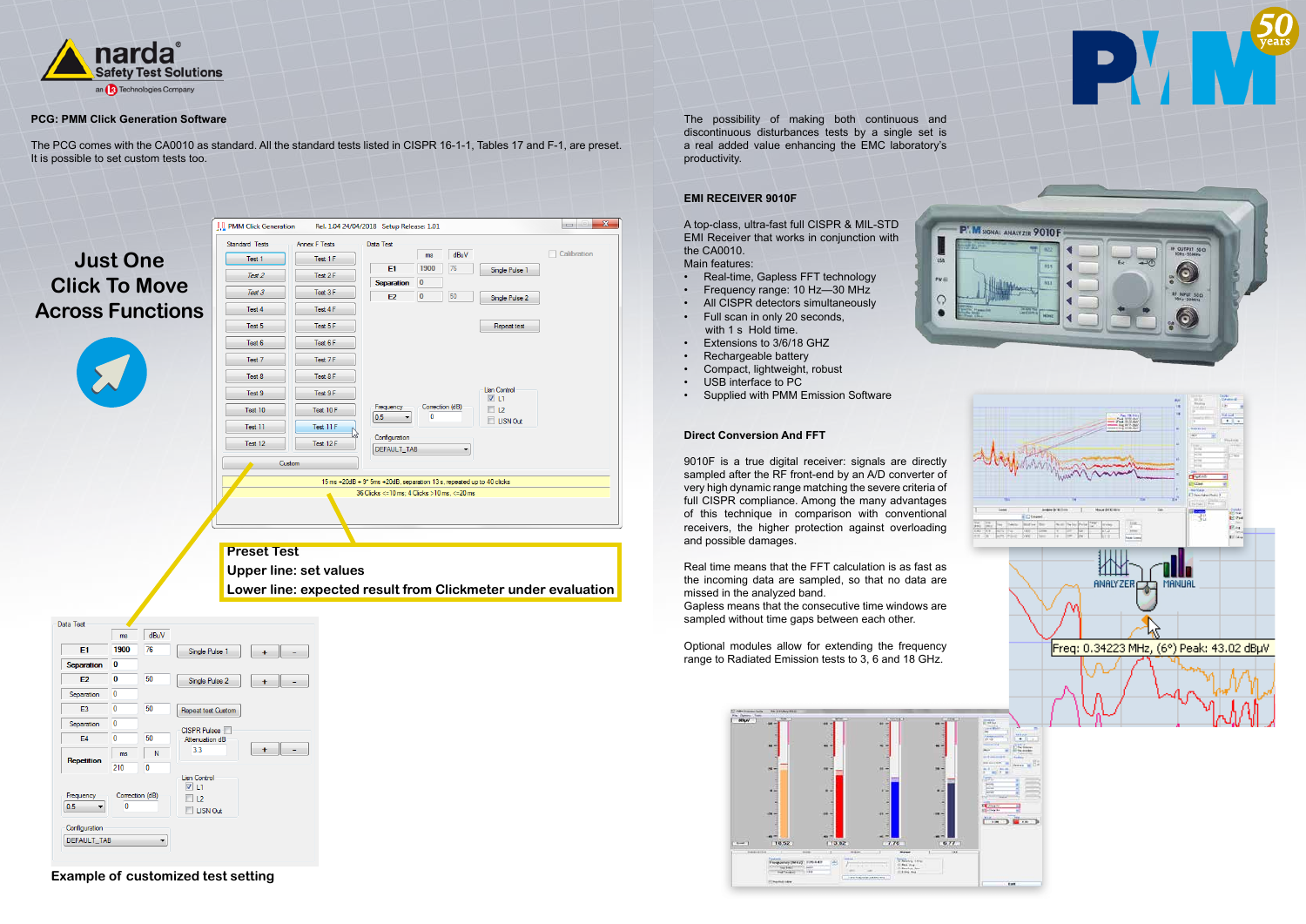## PCG: PMM Click Generation Software

The PCG comes with the CA0010 as standard. All the standard tests listed in CISPR 16-1-1, Tables 17 and F-1, are preset. It is possible to set custom tests too.

**Just One Click To Move Across Functions**

**Preset Test**
**Upper line: set values**
**Lower line: expected result from Clickmeter under evaluation**

**Example of customized test setting**

The possibility of making both continuous and discontinuous disturbances tests by a single set is a real added value enhancing the EMC laboratory's productivity.

## EMI RECEIVER 9010F

A top-class, ultra-fast full CISPR & MIL-STD EMI Receiver that works in conjunction with the CA0010.
Main features:

- Real-time, Gapless FFT technology
- Frequency range: 10 Hz—30 MHz
- All CISPR detectors simultaneously
- Full scan in only 20 seconds, with 1 s Hold time.
- Extensions to 3/6/18 GHZ
- Rechargeable battery
- Compact, lightweight, robust
- USB interface to PC
- Supplied with PMM Emission Software

### Direct Conversion And FFT

9010F is a true digital receiver: signals are directly sampled after the RF front-end by an A/D converter of very high dynamic range matching the severe criteria of full CISPR compliance. Among the many advantages of this technique in comparison with conventional receivers, the higher protection against overloading and possible damages.

Real time means that the FFT calculation is as fast as the incoming data are sampled, so that no data are missed in the analyzed band.
Gapless means that the consecutive time windows are sampled without time gaps between each other.

Optional modules allow for extending the frequency range to Radiated Emission tests to 3, 6 and 18 GHz.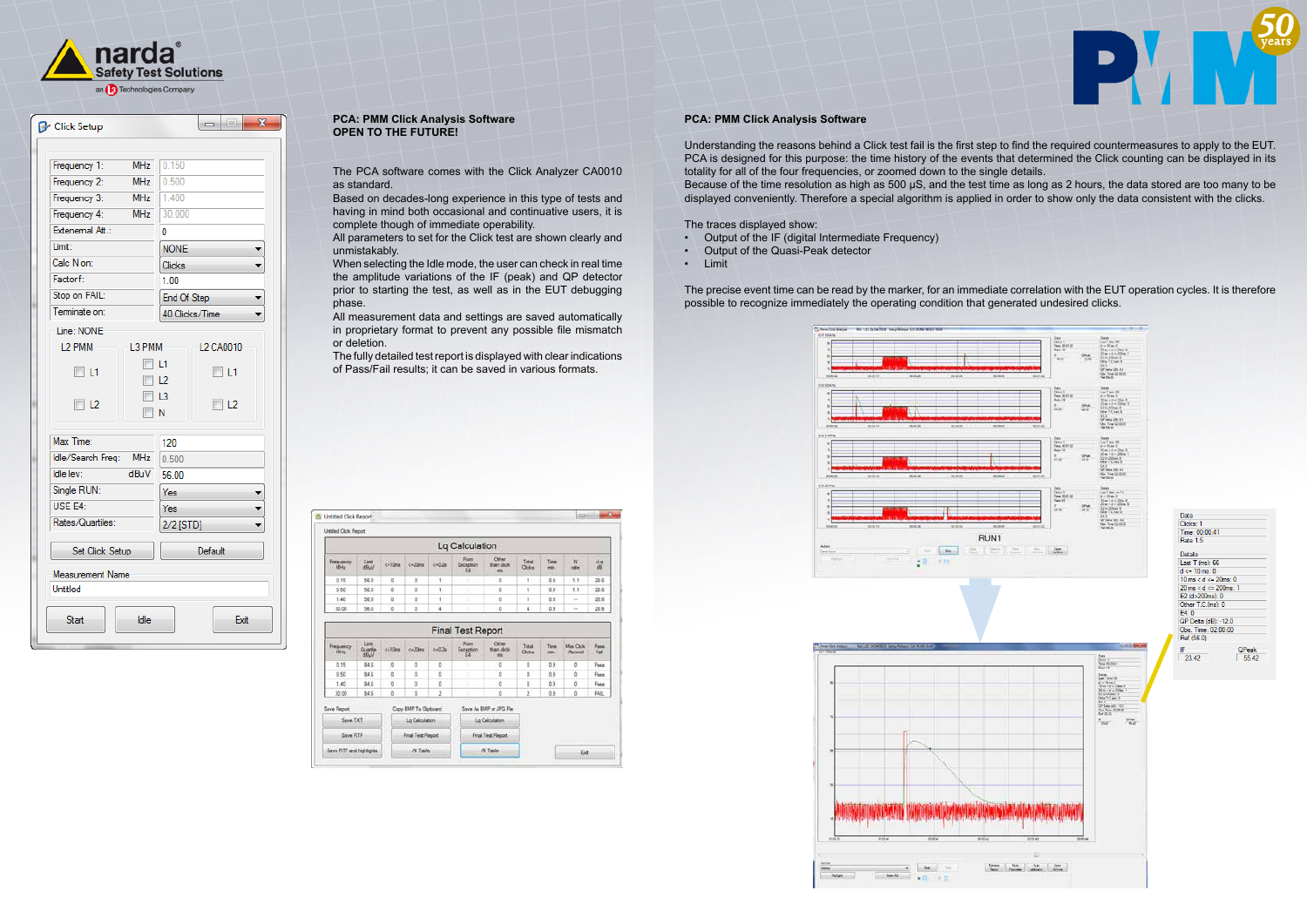## PCA: PMM Click Analysis Software
## OPEN TO THE FUTURE!

The PCA software comes with the Click Analyzer CA0010 as standard.

Based on decades-long experience in this type of tests and having in mind both occasional and continuative users, it is complete though of immediate operability.

All parameters to set for the Click test are shown clearly and unmistakably.

When selecting the Idle mode, the user can check in real time the amplitude variations of the IF (peak) and QP detector prior to starting the test, as well as in the EUT debugging phase.

All measurement data and settings are saved automatically in proprietary format to prevent any possible file mismatch or deletion.

The fully detailed test report is displayed with clear indications of Pass/Fail results; it can be saved in various formats.

## PCA: PMM Click Analysis Software

Understanding the reasons behind a Click test fail is the first step to find the required countermeasures to apply to the EUT. PCA is designed for this purpose: the time history of the events that determined the Click counting can be displayed in its totality for all of the four frequencies, or zoomed down to the single details.

Because of the time resolution as high as 500 µS, and the test time as long as 2 hours, the data stored are too many to be displayed concurrently. Therefore a special algorithm is applied in order to show only the data consistent with the clicks.

The traces displayed show:

- Output of the IF (digital Intermediate Frequency)
- Output of the Quasi-Peak detector
- Limit

The precise event time can be read by the marker, for an immediate correlation with the EUT operation cycles. It is therefore possible to recognize immediately the operating condition that generated undesired clicks.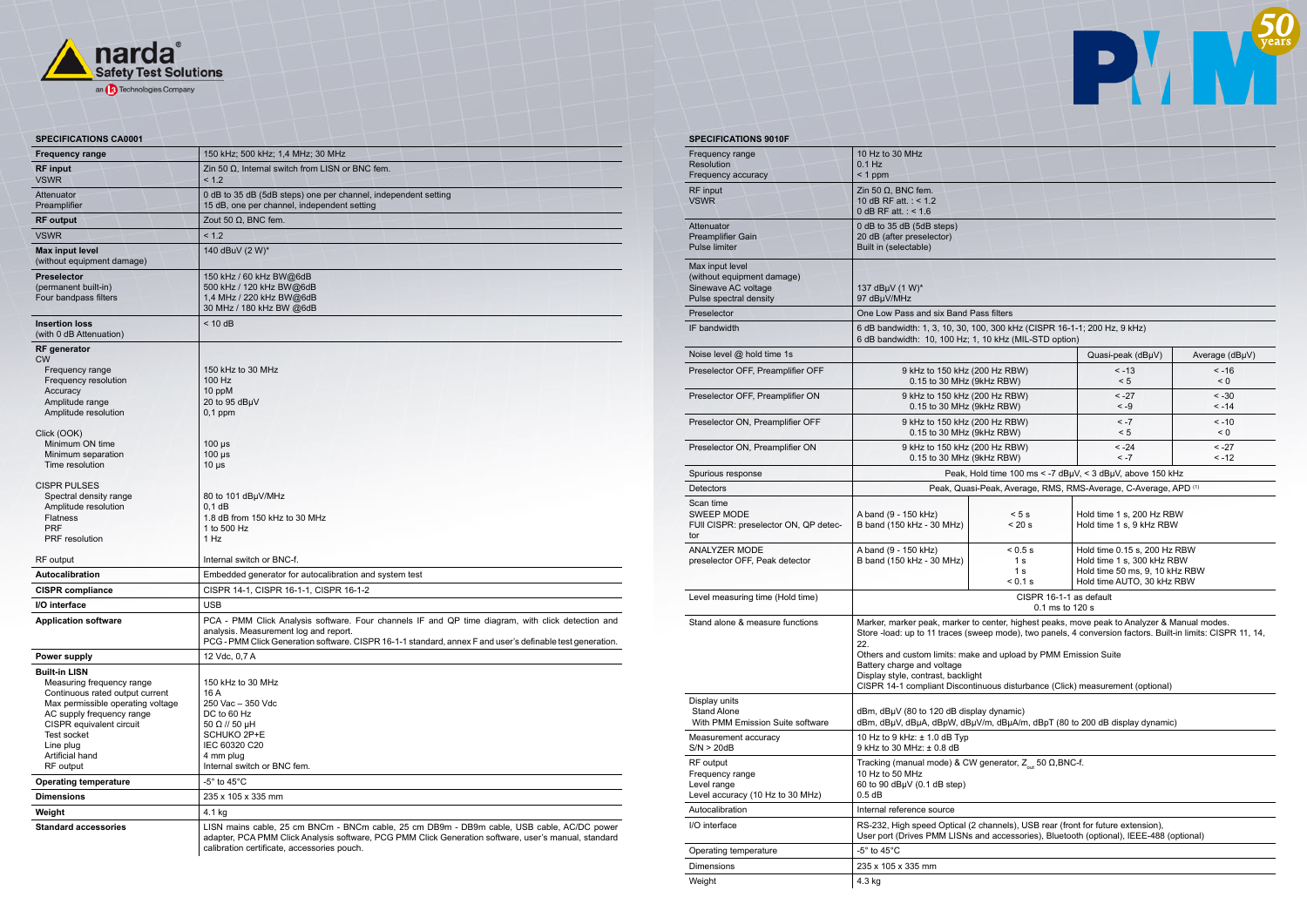## SPECIFICATIONS CA0001

| | |
|---|---|
| **Frequency range** | 150 kHz; 500 kHz; 1,4 MHz; 30 MHz |
| **RF input**<br>VSWR | Zin 50 Ω, Internal switch from LISN or BNC fem.<br>< 1.2 |
| Attenuator<br>Preamplifier | 0 dB to 35 dB (5dB steps) one per channel, independent setting<br>15 dB, one per channel, independent setting |
| **RF output** | Zout 50 Ω, BNC fem. |
| VSWR | < 1.2 |
| **Max input level**<br>(without equipment damage) | 140 dBuV (2 W)* |
| **Preselector**<br>(permanent built-in)<br>Four bandpass filters | 150 kHz / 60 kHz BW@6dB<br>500 kHz / 120 kHz BW@6dB<br>1,4 MHz / 220 kHz BW@6dB<br>30 MHz / 180 kHz BW @6dB |
| **Insertion loss**<br>(with 0 dB Attenuation) | < 10 dB |
| **RF generator**<br>CW<br>Frequency range<br>Frequency resolution<br>Accuracy<br>Amplitude range<br>Amplitude resolution<br><br>Click (OOK)<br>Minimum ON time<br>Minimum separation<br>Time resolution<br><br>CISPR PULSES<br>Spectral density range<br>Amplitude resolution<br>Flatness<br>PRF<br>PRF resolution<br><br>RF output | <br><br>150 kHz to 30 MHz<br>100 Hz<br>10 ppM<br>20 to 95 dBµV<br>0,1 ppm<br><br><br>100 µs<br>100 µs<br>10 µs<br><br><br>80 to 101 dBµV/MHz<br>0,1 dB<br>1.8 dB from 150 kHz to 30 MHz<br>1 to 500 Hz<br>1 Hz<br><br>Internal switch or BNC-f. |
| **Autocalibration** | Embedded generator for autocalibration and system test |
| **CISPR compliance** | CISPR 14-1, CISPR 16-1-1, CISPR 16-1-2 |
| **I/O interface** | USB |
| **Application software** | PCA - PMM Click Analysis software. Four channels IF and QP time diagram, with click detection and analysis. Measurement log and report.<br>PCG - PMM Click Generation software. CISPR 16-1-1 standard, annex F and user's definable test generation. |
| **Power supply** | 12 Vdc, 0,7 A |
| **Built-in LISN**<br>Measuring frequency range<br>Continuous rated output current<br>Max permissible operating voltage<br>AC supply frequency range<br>CISPR equivalent circuit<br>Test socket<br>Line plug<br>Artificial hand<br>RF output | <br>150 kHz to 30 MHz<br>16 A<br>250 Vac – 350 Vdc<br>DC to 60 Hz<br>50 Ω // 50 µH<br>SCHUKO 2P+E<br>IEC 60320 C20<br>4 mm plug<br>Internal switch or BNC fem. |
| **Operating temperature** | -5° to 45°C |
| **Dimensions** | 235 x 105 x 335 mm |
| **Weight** | 4.1 kg |
| **Standard accessories** | LISN mains cable, 25 cm BNCm - BNCm cable, 25 cm DB9m - DB9m cable, USB cable, AC/DC power adapter, PCA PMM Click Analysis software, PCG PMM Click Generation software, user's manual, standard calibration certificate, accessories pouch. |

## SPECIFICATIONS 9010F

| | | | | |
|---|---|---|---|---|
| Frequency range<br>Resolution<br>Frequency accuracy | 10 Hz to 30 MHz<br>0.1 Hz<br>< 1 ppm | | | |
| RF input<br>VSWR | Zin 50 Ω, BNC fem.<br>10 dB RF att. : < 1.2<br>0 dB RF att. : < 1.6 | | | |
| Attenuator<br>Preamplifier Gain<br>Pulse limiter | 0 dB to 35 dB (5dB steps)<br>20 dB (after preselector)<br>Built in (selectable) | | | |
| Max input level<br>(without equipment damage)<br>Sinewave AC voltage<br>Pulse spectral density | <br><br>137 dBµV (1 W)*<br>97 dBµV/MHz | | | |
| Preselector | One Low Pass and six Band Pass filters | | | |
| IF bandwidth | 6 dB bandwidth: 1, 3, 10, 30, 100, 300 kHz (CISPR 16-1-1; 200 Hz, 9 kHz)<br>6 dB bandwidth: 10, 100 Hz; 1, 10 kHz (MIL-STD option) | | | |
| Noise level @ hold time 1s | | | Quasi-peak (dBµV) | Average (dBµV) |
| Preselector OFF, Preamplifier OFF | 9 kHz to 150 kHz (200 Hz RBW)<br>0.15 to 30 MHz (9kHz RBW) | | < -13<br>< 5 | < -16<br>< 0 |
| Preselector OFF, Preamplifier ON | 9 kHz to 150 kHz (200 Hz RBW)<br>0.15 to 30 MHz (9kHz RBW) | | < -27<br>< -9 | < -30<br>< -14 |
| Preselector ON, Preamplifier OFF | 9 kHz to 150 kHz (200 Hz RBW)<br>0.15 to 30 MHz (9kHz RBW) | | < -7<br>< 5 | < -10<br>< 0 |
| Preselector ON, Preamplifier ON | 9 kHz to 150 kHz (200 Hz RBW)<br>0.15 to 30 MHz (9kHz RBW) | | < -24<br>< -7 | < -27<br>< -12 |
| Spurious response | Peak, Hold time 100 ms < -7 dBµV, < 3 dBµV, above 150 kHz | | | |
| Detectors | Peak, Quasi-Peak, Average, RMS, RMS-Average, C-Average, APD [1] | | | |
| Scan time<br>SWEEP MODE<br>FUll CISPR: preselector ON, QP detector | <br>A band (9 - 150 kHz)<br>B band (150 kHz - 30 MHz) | <br>< 5 s<br>< 20 s | <br>Hold time 1 s, 200 Hz RBW<br>Hold time 1 s, 9 kHz RBW | |
| ANALYZER MODE<br>preselector OFF, Peak detector | A band (9 - 150 kHz)<br>B band (150 kHz - 30 MHz) | < 0.5 s<br>1 s<br>1 s<br>< 0.1 s | Hold time 0.15 s, 200 Hz RBW<br>Hold time 1 s, 300 kHz RBW<br>Hold time 50 ms, 9, 10 kHz RBW<br>Hold time AUTO, 30 kHz RBW | |
| Level measuring time (Hold time) | CISPR 16-1-1 as default<br>0.1 ms to 120 s | | | |
| Stand alone & measure functions | Marker, marker peak, marker to center, highest peaks, move peak to Analyzer & Manual modes.<br>Store -load: up to 11 traces (sweep mode), two panels, 4 conversion factors. Built-in limits: CISPR 11, 14, 22.<br>Others and custom limits: make and upload by PMM Emission Suite<br>Battery charge and voltage<br>Display style, contrast, backlight<br>CISPR 14-1 compliant Discontinuous disturbance (Click) measurement (optional) | | | |
| Display units<br>Stand Alone<br>With PMM Emission Suite software | <br>dBm, dBµV (80 to 120 dB display dynamic)<br>dBm, dBµV, dBµA, dBpW, dBµV/m, dBµA/m, dBpT (80 to 200 dB display dynamic) | | | |
| Measurement accuracy<br>S/N > 20dB | 10 Hz to 9 kHz: ± 1.0 dB Typ<br>9 kHz to 30 MHz: ± 0.8 dB | | | |
| RF output<br>Frequency range<br>Level range<br>Level accuracy (10 Hz to 30 MHz) | Tracking (manual mode) & CW generator, $Z_{out}$ 50 Ω,BNC-f.<br>10 Hz to 50 MHz<br>60 to 90 dBµV (0.1 dB step)<br>0.5 dB | | | |
| Autocalibration | Internal reference source | | | |
| I/O interface | RS-232, High speed Optical (2 channels), USB rear (front for future extension),<br>User port (Drives PMM LISNs and accessories), Bluetooth (optional), IEEE-488 (optional) | | | |
| Operating temperature | -5° to 45°C | | | |
| Dimensions | 235 x 105 x 335 mm | | | |
| Weight | 4.3 kg | | | |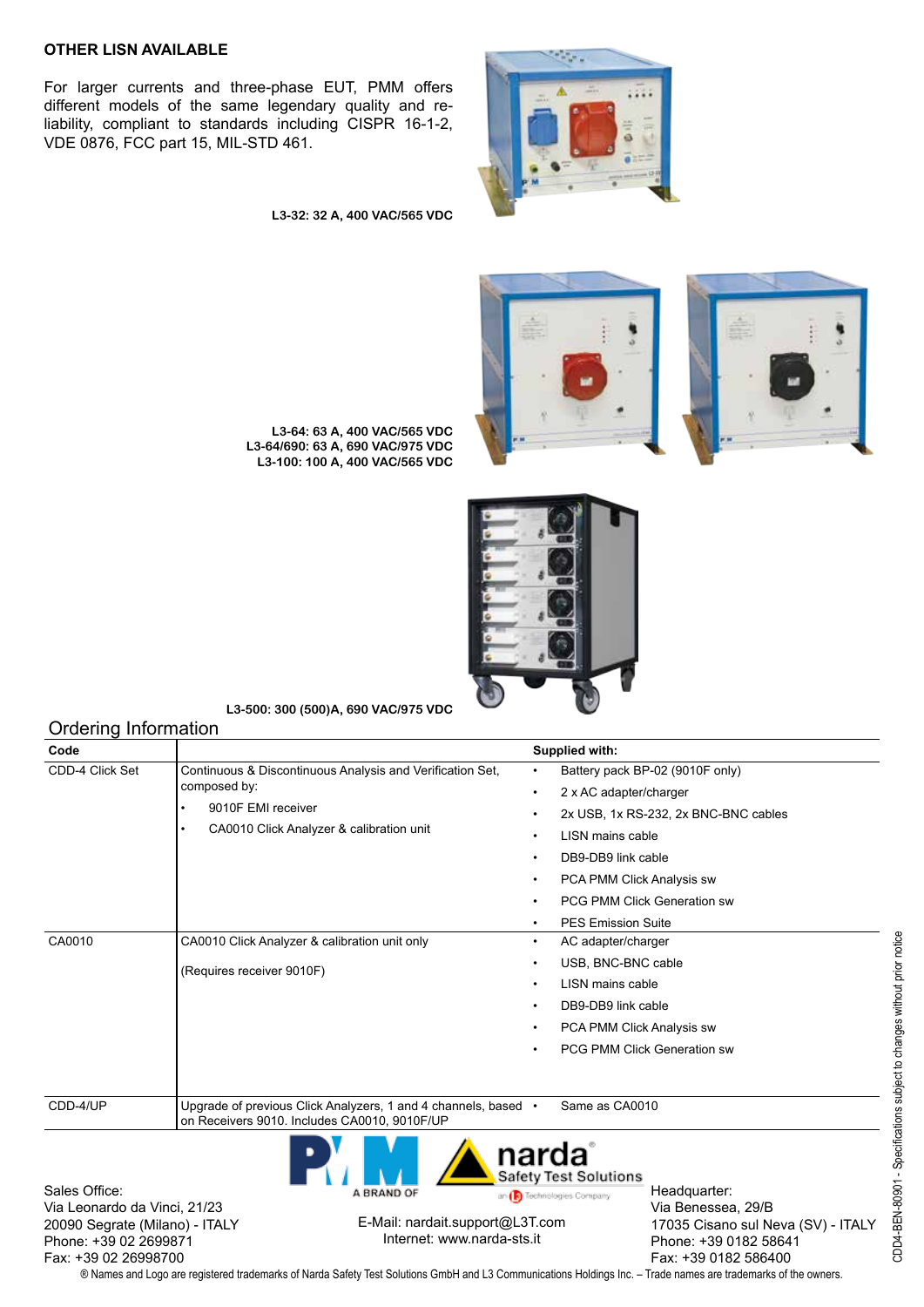**OTHER LISN AVAILABLE**

For larger currents and three-phase EUT, PMM offers different models of the same legendary quality and reliability, compliant to standards including CISPR 16-1-2, VDE 0876, FCC part 15, MIL-STD 461.

**L3-32: 32 A, 400 VAC/565 VDC**

**L3-64: 63 A, 400 VAC/565 VDC**
**L3-64/690: 63 A, 690 VAC/975 VDC**
**L3-100: 100 A, 400 VAC/565 VDC**

**L3-500: 300 (500)A, 690 VAC/975 VDC**

## Ordering Information

| Code | | Supplied with: |
|---|---|---|
| CDD-4 Click Set | Continuous & Discontinuous Analysis and Verification Set, composed by:<br>• 9010F EMI receiver<br>• CA0010 Click Analyzer & calibration unit | • Battery pack BP-02 (9010F only)<br>• 2 x AC adapter/charger<br>• 2x USB, 1x RS-232, 2x BNC-BNC cables<br>• LISN mains cable<br>• DB9-DB9 link cable<br>• PCA PMM Click Analysis sw<br>• PCG PMM Click Generation sw<br>• PES Emission Suite |
| CA0010 | CA0010 Click Analyzer & calibration unit only<br><br>(Requires receiver 9010F) | • AC adapter/charger<br>• USB, BNC-BNC cable<br>• LISN mains cable<br>• DB9-DB9 link cable<br>• PCA PMM Click Analysis sw<br>• PCG PMM Click Generation sw |
| CDD-4/UP | Upgrade of previous Click Analyzers, 1 and 4 channels, based on Receivers 9010. Includes CA0010, 9010F/UP | • Same as CA0010 |

Sales Office:
Via Leonardo da Vinci, 21/23
20090 Segrate (Milano) - ITALY
Phone: +39 02 2699871
Fax: +39 02 26998700

A BRAND OF
narda® Safety Test Solutions
an L3 Technologies Company

E-Mail: nardait.support@L3T.com
Internet: www.narda-sts.it

Headquarter:
Via Benessea, 29/B
17035 Cisano sul Neva (SV) - ITALY
Phone: +39 0182 58641
Fax: +39 0182 586400

® Names and Logo are registered trademarks of Narda Safety Test Solutions GmbH and L3 Communications Holdings Inc. – Trade names are trademarks of the owners.

CDD4-BEN-80901 - Specifications subject to changes without prior notice